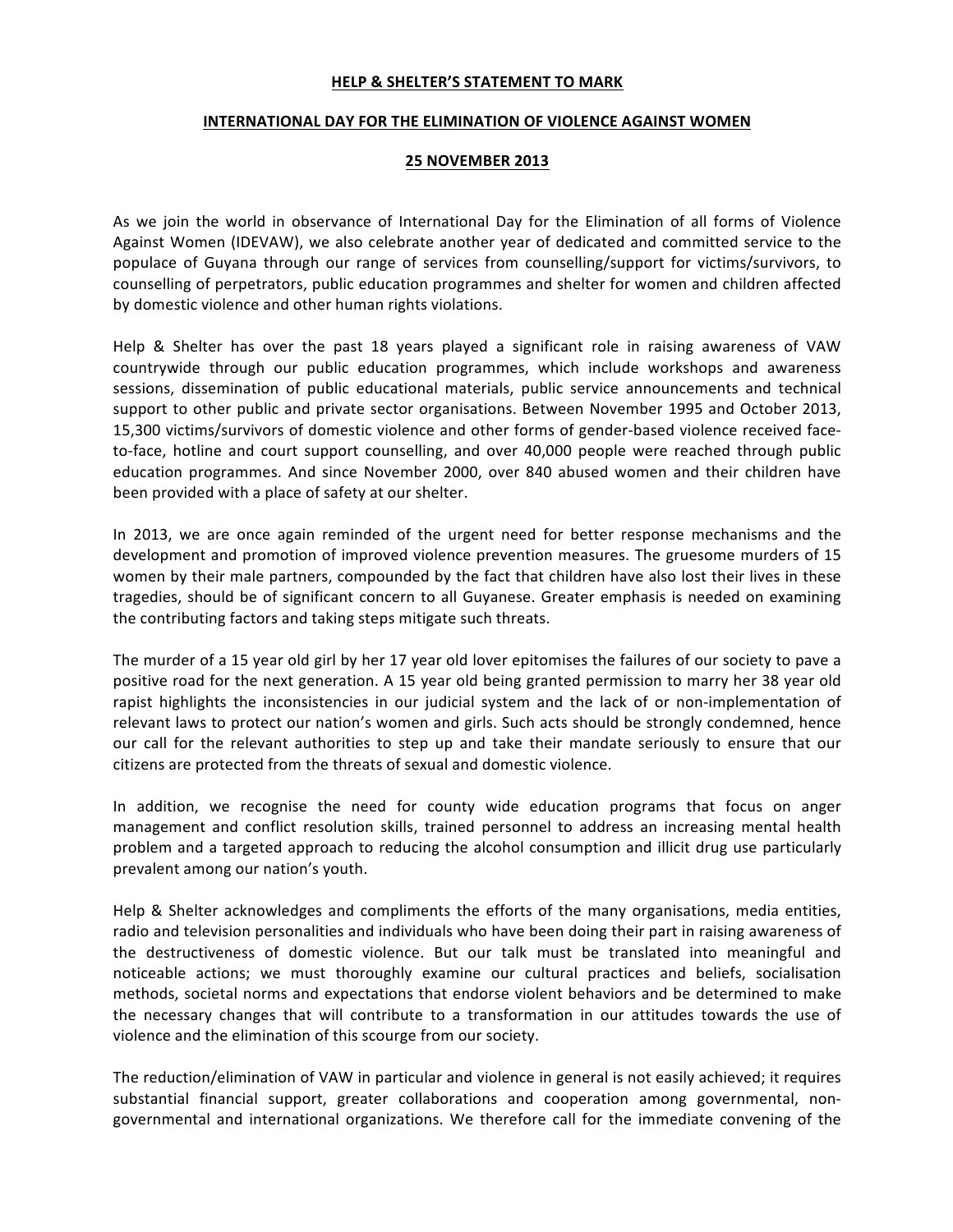## HELP & SHELTER'S STATEMENT TO MARK

## INTERNATIONAL DAY FOR THE ELIMINATION OF VIOLENCE AGAINST WOMEN

## 25 NOVEMBER 2013

As we join the world in observance of International Day for the Elimination of all forms of Violence Against Women (IDEVAW), we also celebrate another year of dedicated and committed service to the populace of Guyana through our range of services from counselling/support for victims/survivors, to counselling of perpetrators, public education programmes and shelter for women and children affected by domestic violence and other human rights violations.

Help & Shelter has over the past 18 years played a significant role in raising awareness of VAW countrywide through our public education programmes, which include workshops and awareness sessions, dissemination of public educational materials, public service announcements and technical support to other public and private sector organisations. Between November 1995 and October 2013, 15,300 victims/survivors of domestic violence and other forms of gender-based violence received face-to-face, hotline and court support counselling, and over 40,000 people were reached through public education programmes. And since November 2000, over 840 abused women and their children have been provided with a place of safety at our shelter.

In 2013, we are once again reminded of the urgent need for better response mechanisms and the development and promotion of improved violence prevention measures. The gruesome murders of 15 women by their male partners, compounded by the fact that children have also lost their lives in these tragedies, should be of significant concern to all Guyanese. Greater emphasis is needed on examining the contributing factors and taking steps mitigate such threats.

The murder of a 15 year old girl by her 17 year old lover epitomises the failures of our society to pave a positive road for the next generation. A 15 year old being granted permission to marry her 38 year old rapist highlights the inconsistencies in our judicial system and the lack of or non-implementation of relevant laws to protect our nation's women and girls. Such acts should be strongly condemned, hence our call for the relevant authorities to step up and take their mandate seriously to ensure that our citizens are protected from the threats of sexual and domestic violence.

In addition, we recognise the need for county wide education programs that focus on anger management and conflict resolution skills, trained personnel to address an increasing mental health problem and a targeted approach to reducing the alcohol consumption and illicit drug use particularly prevalent among our nation's youth.

Help & Shelter acknowledges and compliments the efforts of the many organisations, media entities, radio and television personalities and individuals who have been doing their part in raising awareness of the destructiveness of domestic violence. But our talk must be translated into meaningful and noticeable actions; we must thoroughly examine our cultural practices and beliefs, socialisation methods, societal norms and expectations that endorse violent behaviors and be determined to make the necessary changes that will contribute to a transformation in our attitudes towards the use of violence and the elimination of this scourge from our society.

The reduction/elimination of VAW in particular and violence in general is not easily achieved; it requires substantial financial support, greater collaborations and cooperation among governmental, non-governmental and international organizations. We therefore call for the immediate convening of the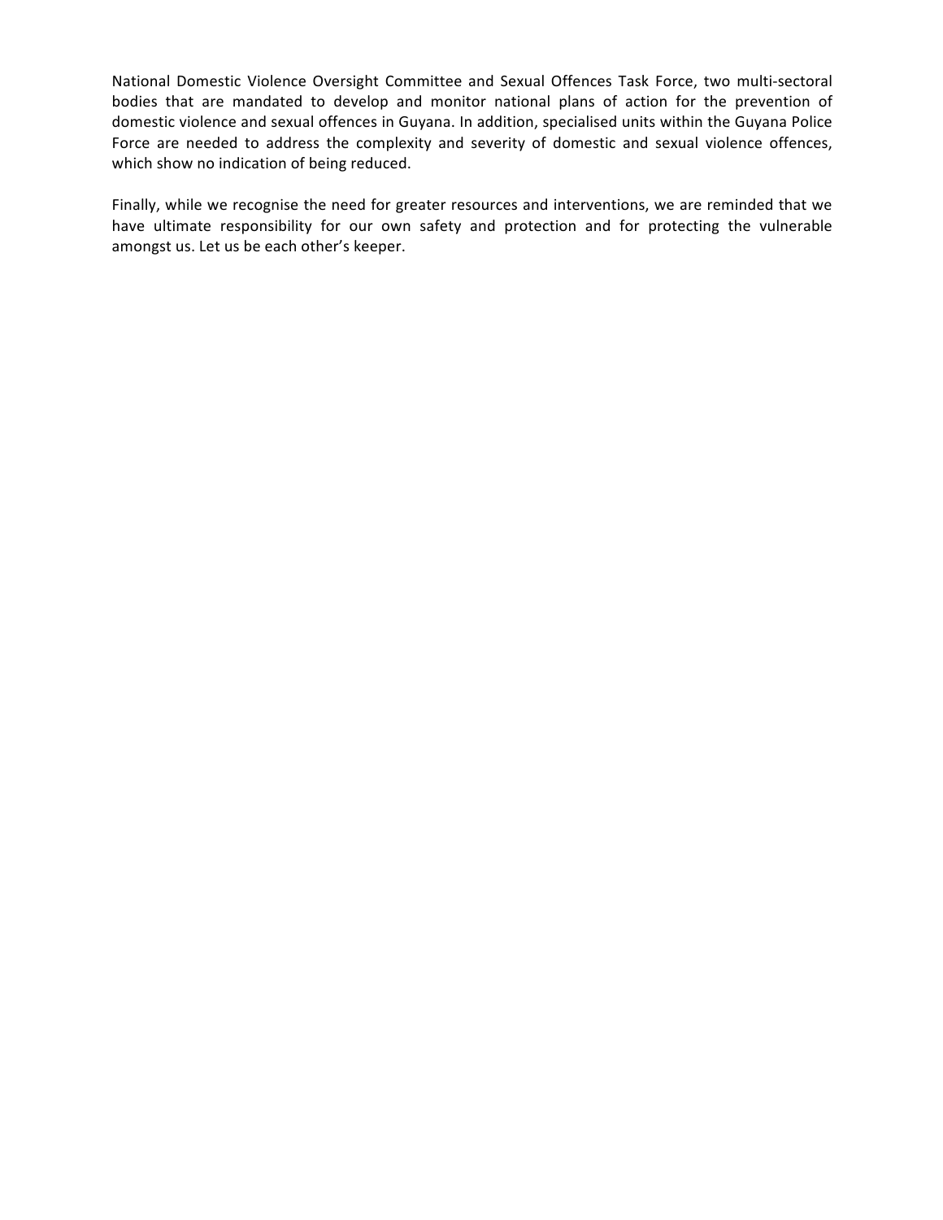National Domestic Violence Oversight Committee and Sexual Offences Task Force, two multi-sectoral bodies that are mandated to develop and monitor national plans of action for the prevention of domestic violence and sexual offences in Guyana. In addition, specialised units within the Guyana Police Force are needed to address the complexity and severity of domestic and sexual violence offences, which show no indication of being reduced.

Finally, while we recognise the need for greater resources and interventions, we are reminded that we have ultimate responsibility for our own safety and protection and for protecting the vulnerable amongst us. Let us be each other's keeper.